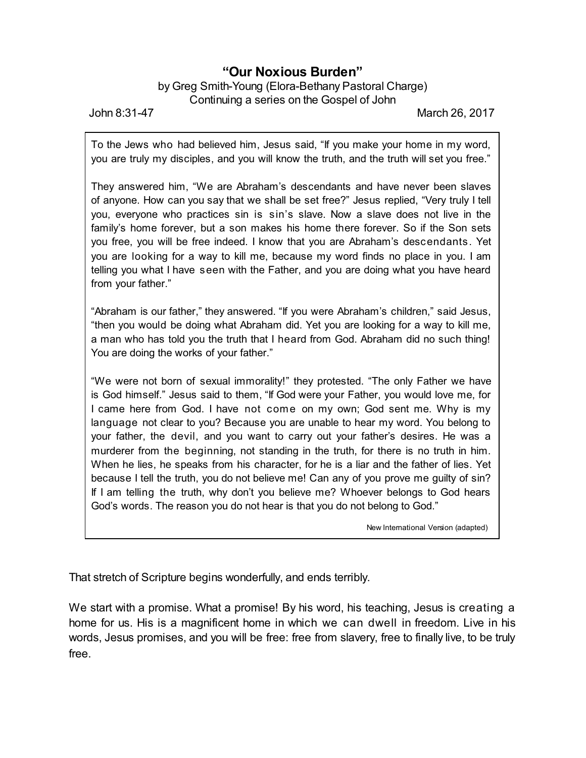# "Our Noxious Burden"

by Greg Smith-Young (Elora-Bethany Pastoral Charge)
Continuing a series on the Gospel of John

John 8:31-47 March 26, 2017

> To the Jews who had believed him, Jesus said, "If you make your home in my word, you are truly my disciples, and you will know the truth, and the truth will set you free."
>
> They answered him, "We are Abraham's descendants and have never been slaves of anyone. How can you say that we shall be set free?" Jesus replied, "Very truly I tell you, everyone who practices sin is sin's slave. Now a slave does not live in the family's home forever, but a son makes his home there forever. So if the Son sets you free, you will be free indeed. I know that you are Abraham's descendants. Yet you are looking for a way to kill me, because my word finds no place in you. I am telling you what I have seen with the Father, and you are doing what you have heard from your father."
>
> "Abraham is our father," they answered. "If you were Abraham's children," said Jesus, "then you would be doing what Abraham did. Yet you are looking for a way to kill me, a man who has told you the truth that I heard from God. Abraham did no such thing! You are doing the works of your father."
>
> "We were not born of sexual immorality!" they protested. "The only Father we have is God himself." Jesus said to them, "If God were your Father, you would love me, for I came here from God. I have not come on my own; God sent me. Why is my language not clear to you? Because you are unable to hear my word. You belong to your father, the devil, and you want to carry out your father's desires. He was a murderer from the beginning, not standing in the truth, for there is no truth in him. When he lies, he speaks from his character, for he is a liar and the father of lies. Yet because I tell the truth, you do not believe me! Can any of you prove me guilty of sin? If I am telling the truth, why don't you believe me? Whoever belongs to God hears God's words. The reason you do not hear is that you do not belong to God."
>
> New International Version (adapted)

That stretch of Scripture begins wonderfully, and ends terribly.

We start with a promise. What a promise! By his word, his teaching, Jesus is creating a home for us. His is a magnificent home in which we can dwell in freedom. Live in his words, Jesus promises, and you will be free: free from slavery, free to finally live, to be truly free.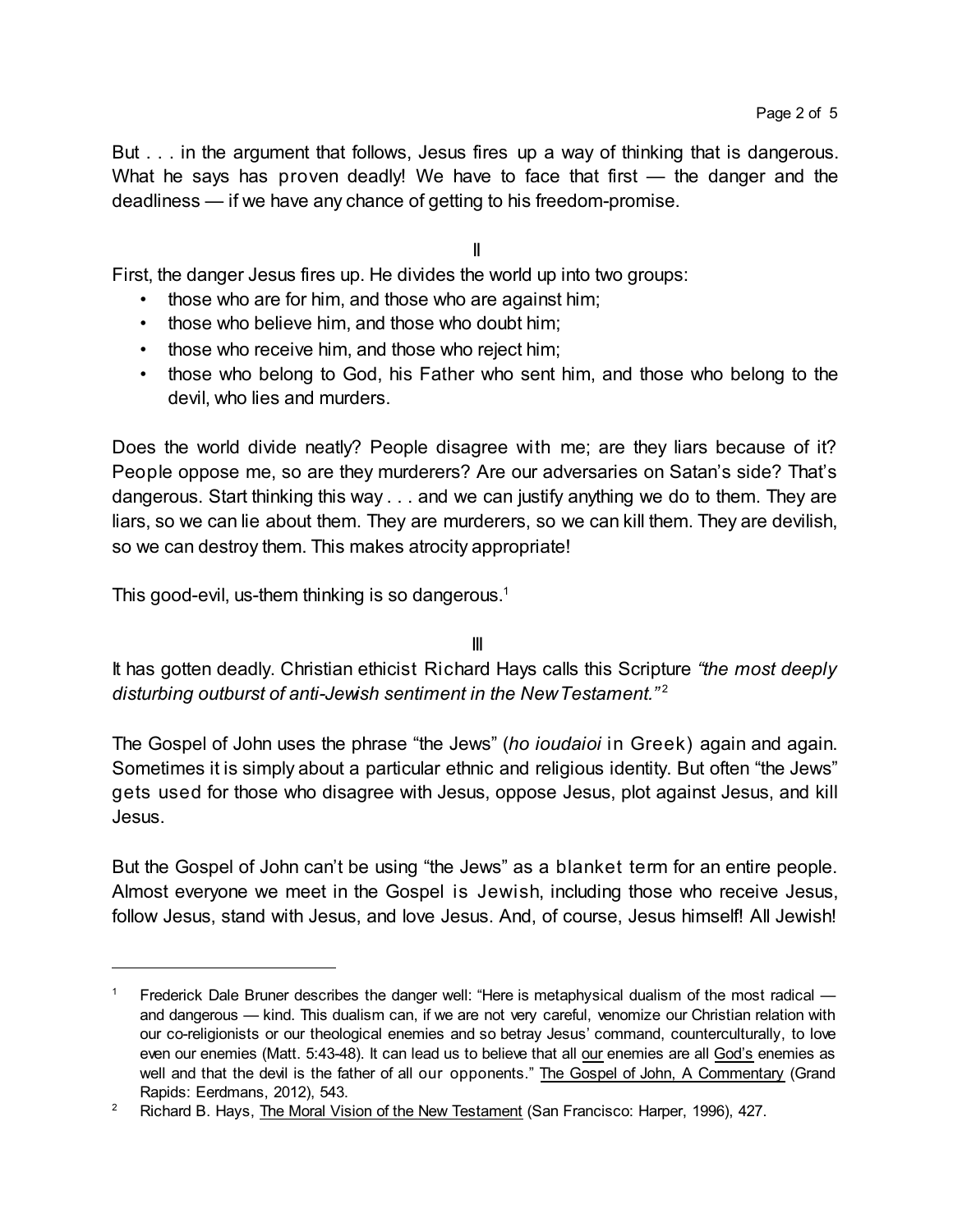But . . . in the argument that follows, Jesus fires up a way of thinking that is dangerous. What he says has proven deadly! We have to face that first — the danger and the deadliness — if we have any chance of getting to his freedom-promise.

## II

First, the danger Jesus fires up. He divides the world up into two groups:

- those who are for him, and those who are against him;
- those who believe him, and those who doubt him;
- those who receive him, and those who reject him;
- those who belong to God, his Father who sent him, and those who belong to the devil, who lies and murders.

Does the world divide neatly? People disagree with me; are they liars because of it? People oppose me, so are they murderers? Are our adversaries on Satan's side? That's dangerous. Start thinking this way . . . and we can justify anything we do to them. They are liars, so we can lie about them. They are murderers, so we can kill them. They are devilish, so we can destroy them. This makes atrocity appropriate!

This good-evil, us-them thinking is so dangerous.[1]

## III

It has gotten deadly. Christian ethicist Richard Hays calls this Scripture *"the most deeply disturbing outburst of anti-Jewish sentiment in the New Testament."*[2]

The Gospel of John uses the phrase "the Jews" (*ho ioudaioi* in Greek) again and again. Sometimes it is simply about a particular ethnic and religious identity. But often "the Jews" gets used for those who disagree with Jesus, oppose Jesus, plot against Jesus, and kill Jesus.

But the Gospel of John can't be using "the Jews" as a blanket term for an entire people. Almost everyone we meet in the Gospel is Jewish, including those who receive Jesus, follow Jesus, stand with Jesus, and love Jesus. And, of course, Jesus himself! All Jewish!

---

[1] Frederick Dale Bruner describes the danger well: "Here is metaphysical dualism of the most radical — and dangerous — kind. This dualism can, if we are not very careful, venomize our Christian relation with our co-religionists or our theological enemies and so betray Jesus' command, counterculturally, to love even our enemies (Matt. 5:43-48). It can lead us to believe that all our enemies are all God's enemies as well and that the devil is the father of all our opponents." The Gospel of John, A Commentary (Grand Rapids: Eerdmans, 2012), 543.

[2] Richard B. Hays, The Moral Vision of the New Testament (San Francisco: Harper, 1996), 427.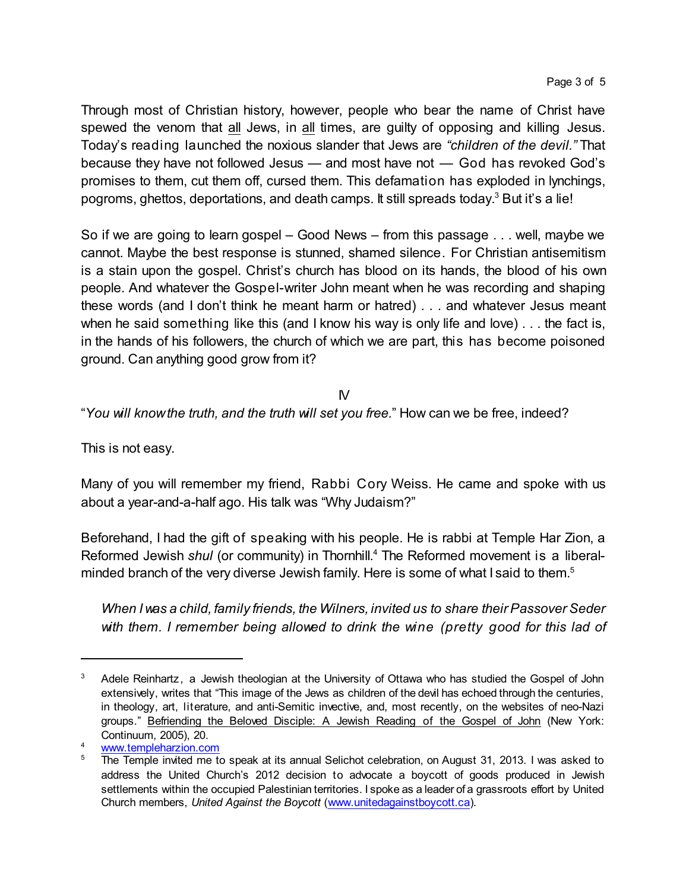Through most of Christian history, however, people who bear the name of Christ have spewed the venom that all Jews, in all times, are guilty of opposing and killing Jesus. Today's reading launched the noxious slander that Jews are *"children of the devil."* That because they have not followed Jesus — and most have not — God has revoked God's promises to them, cut them off, cursed them. This defamation has exploded in lynchings, pogroms, ghettos, deportations, and death camps. It still spreads today.[3] But it's a lie!

So if we are going to learn gospel – Good News – from this passage . . . well, maybe we cannot. Maybe the best response is stunned, shamed silence. For Christian antisemitism is a stain upon the gospel. Christ's church has blood on its hands, the blood of his own people. And whatever the Gospel-writer John meant when he was recording and shaping these words (and I don't think he meant harm or hatred) . . . and whatever Jesus meant when he said something like this (and I know his way is only life and love) . . . the fact is, in the hands of his followers, the church of which we are part, this has become poisoned ground. Can anything good grow from it?

IV

"*You will know the truth, and the truth will set you free.*" How can we be free, indeed?

This is not easy.

Many of you will remember my friend, Rabbi Cory Weiss. He came and spoke with us about a year-and-a-half ago. His talk was "Why Judaism?"

Beforehand, I had the gift of speaking with his people. He is rabbi at Temple Har Zion, a Reformed Jewish *shul* (or community) in Thornhill.[4] The Reformed movement is a liberal-minded branch of the very diverse Jewish family. Here is some of what I said to them.[5]

> *When I was a child, family friends, the Wilners, invited us to share their Passover Seder with them. I remember being allowed to drink the wine (pretty good for this lad of*

---

[3] Adele Reinhartz, a Jewish theologian at the University of Ottawa who has studied the Gospel of John extensively, writes that "This image of the Jews as children of the devil has echoed through the centuries, in theology, art, literature, and anti-Semitic invective, and, most recently, on the websites of neo-Nazi groups." Befriending the Beloved Disciple: A Jewish Reading of the Gospel of John (New York: Continuum, 2005), 20.

[4] www.templeharzion.com

[5] The Temple invited me to speak at its annual Selichot celebration, on August 31, 2013. I was asked to address the United Church's 2012 decision to advocate a boycott of goods produced in Jewish settlements within the occupied Palestinian territories. I spoke as a leader of a grassroots effort by United Church members, *United Against the Boycott* (www.unitedagainstboycott.ca).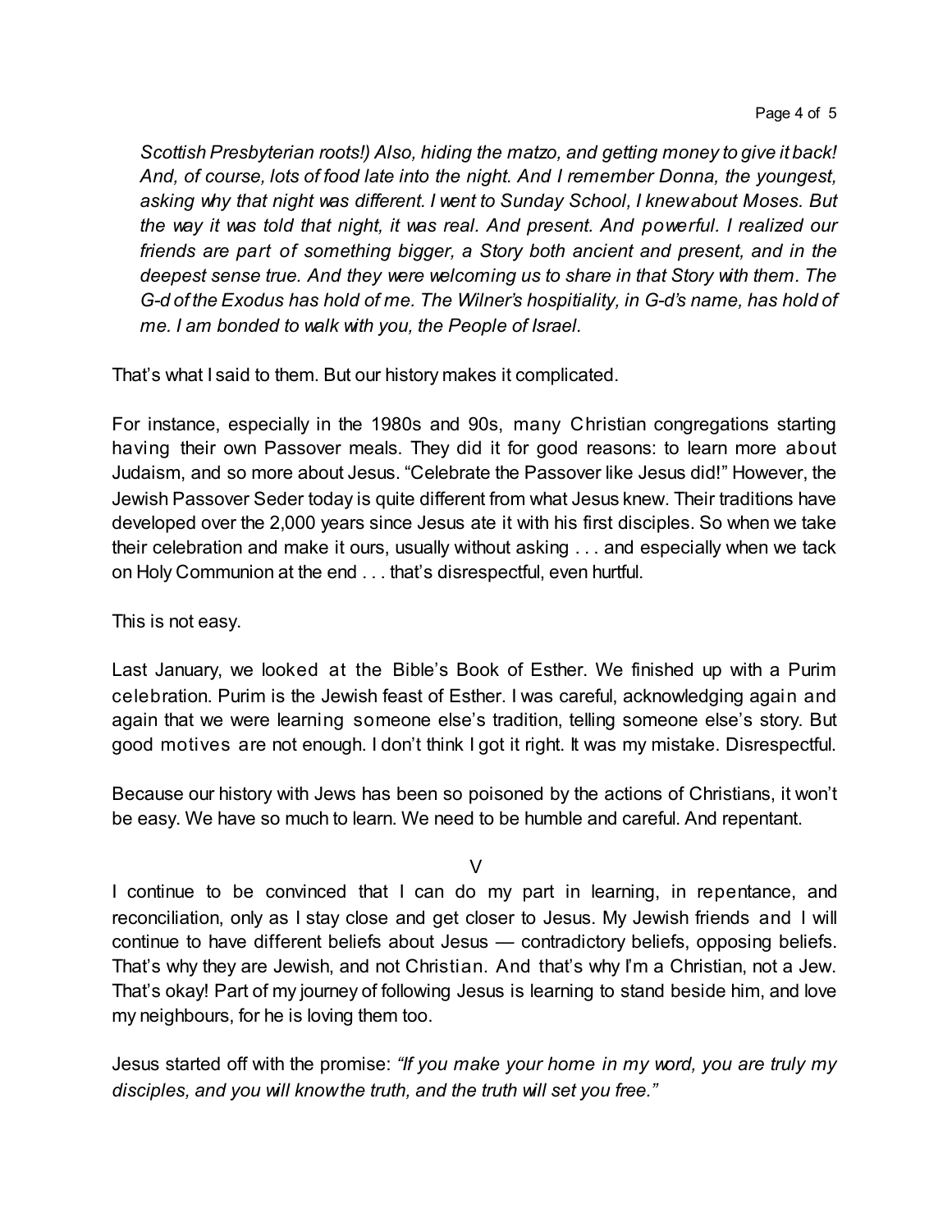*Scottish Presbyterian roots!) Also, hiding the matzo, and getting money to give it back! And, of course, lots of food late into the night. And I remember Donna, the youngest, asking why that night was different. I went to Sunday School, I knew about Moses. But the way it was told that night, it was real. And present. And powerful. I realized our friends are part of something bigger, a Story both ancient and present, and in the deepest sense true. And they were welcoming us to share in that Story with them. The G-d of the Exodus has hold of me. The Wilner's hospitiality, in G-d's name, has hold of me. I am bonded to walk with you, the People of Israel.*

That's what I said to them. But our history makes it complicated.

For instance, especially in the 1980s and 90s, many Christian congregations starting having their own Passover meals. They did it for good reasons: to learn more about Judaism, and so more about Jesus. "Celebrate the Passover like Jesus did!" However, the Jewish Passover Seder today is quite different from what Jesus knew. Their traditions have developed over the 2,000 years since Jesus ate it with his first disciples. So when we take their celebration and make it ours, usually without asking . . . and especially when we tack on Holy Communion at the end . . . that's disrespectful, even hurtful.

This is not easy.

Last January, we looked at the Bible's Book of Esther. We finished up with a Purim celebration. Purim is the Jewish feast of Esther. I was careful, acknowledging again and again that we were learning someone else's tradition, telling someone else's story. But good motives are not enough. I don't think I got it right. It was my mistake. Disrespectful.

Because our history with Jews has been so poisoned by the actions of Christians, it won't be easy. We have so much to learn. We need to be humble and careful. And repentant.

## V

I continue to be convinced that I can do my part in learning, in repentance, and reconciliation, only as I stay close and get closer to Jesus. My Jewish friends and I will continue to have different beliefs about Jesus — contradictory beliefs, opposing beliefs. That's why they are Jewish, and not Christian. And that's why I'm a Christian, not a Jew. That's okay! Part of my journey of following Jesus is learning to stand beside him, and love my neighbours, for he is loving them too.

Jesus started off with the promise: *"If you make your home in my word, you are truly my disciples, and you will know the truth, and the truth will set you free."*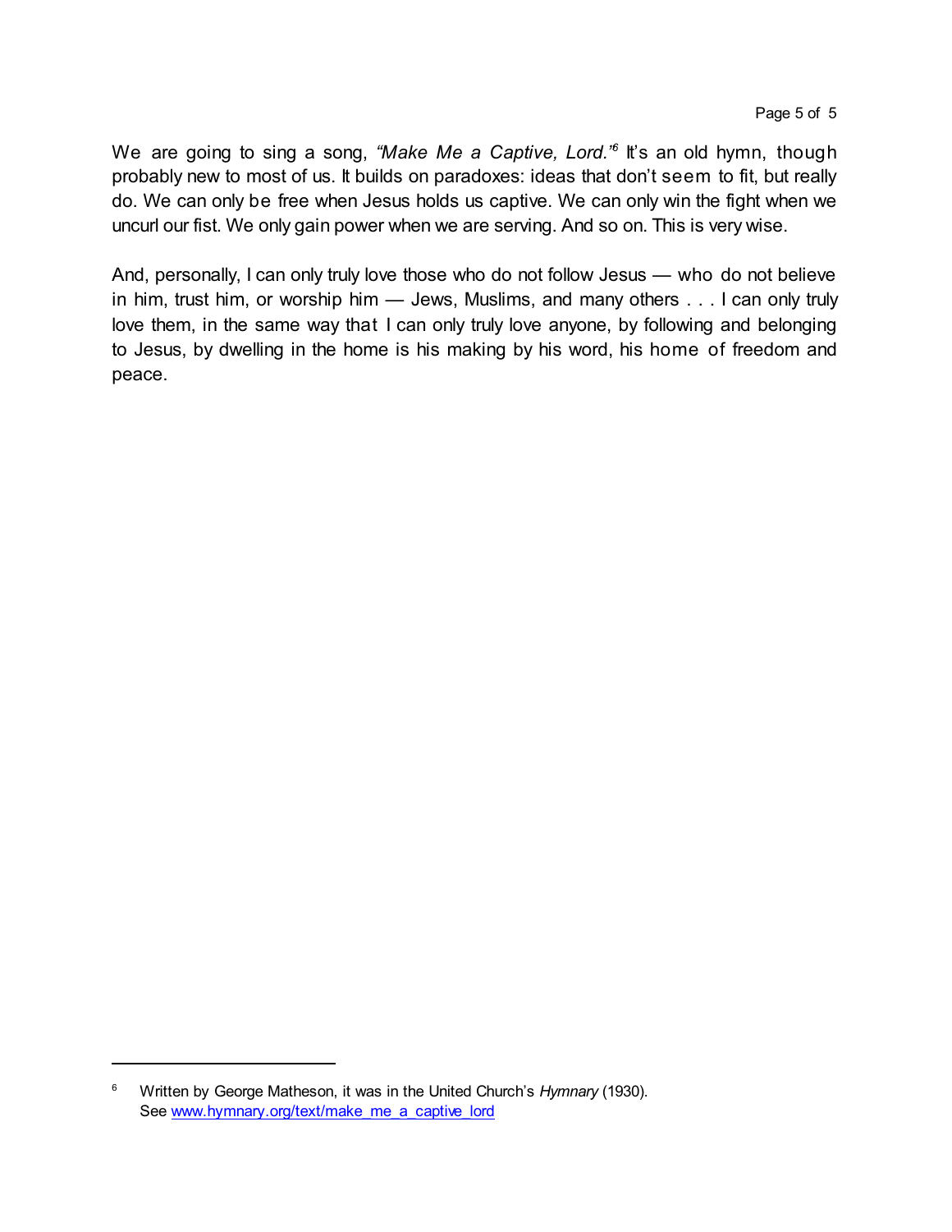We are going to sing a song, *"Make Me a Captive, Lord."*[6] It's an old hymn, though probably new to most of us. It builds on paradoxes: ideas that don't seem to fit, but really do. We can only be free when Jesus holds us captive. We can only win the fight when we uncurl our fist. We only gain power when we are serving. And so on. This is very wise.

And, personally, I can only truly love those who do not follow Jesus — who do not believe in him, trust him, or worship him — Jews, Muslims, and many others . . . I can only truly love them, in the same way that I can only truly love anyone, by following and belonging to Jesus, by dwelling in the home is his making by his word, his home of freedom and peace.

---

[6] Written by George Matheson, it was in the United Church's *Hymnary* (1930). See [www.hymnary.org/text/make_me_a_captive_lord](www.hymnary.org/text/make_me_a_captive_lord)